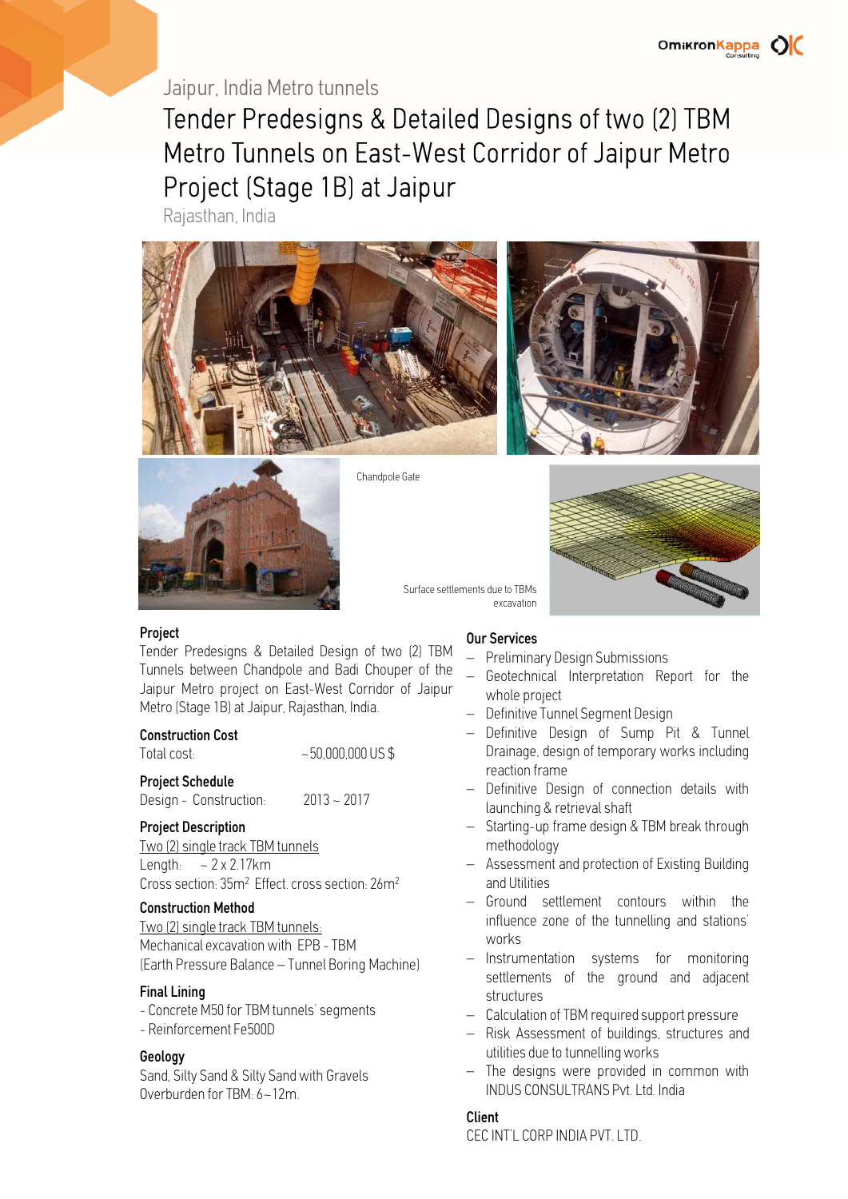Jaipur, India Metro tunnels

# Tender Predesigns & Detailed Designs of two (2) TBM Metro Tunnels on East-West Corridor of Jaipur Metro Project (Stage 1B) at Jaipur

Rajasthan, India

Chandpole Gate

Surface settlements due to TBMs excavation

### Project

Tender Predesigns & Detailed Design of two (2) TBM Tunnels between Chandpole and Badi Chouper of the Jaipur Metro project on East-West Corridor of Jaipur Metro (Stage 1B) at Jaipur, Rajasthan, India.

### Construction Cost

Total cost: ~50,000,000 US $

### Project Schedule

Design - Construction: 2013 ~ 2017

### Project Description

Two (2) single track TBM tunnels

Length: ~ 2 x 2.17km

Cross section: 35m$^2$ Effect. cross section: 26m$^2$

### Construction Method

Two (2) single track TBM tunnels:

Mechanical excavation with EPB - TBM

(Earth Pressure Balance – Tunnel Boring Machine)

### Final Lining

- Concrete M50 for TBM tunnels' segments
- Reinforcement Fe500D

### Geology

Sand, Silty Sand & Silty Sand with Gravels

Overburden for TBM: 6~12m.

### Our Services

- Preliminary Design Submissions
- Geotechnical Interpretation Report for the whole project
- Definitive Tunnel Segment Design
- Definitive Design of Sump Pit & Tunnel Drainage, design of temporary works including reaction frame
- Definitive Design of connection details with launching & retrieval shaft
- Starting-up frame design & TBM break through methodology
- Assessment and protection of Existing Building and Utilities
- Ground settlement contours within the influence zone of the tunnelling and stations' works
- Instrumentation systems for monitoring settlements of the ground and adjacent structures
- Calculation of TBM required support pressure
- Risk Assessment of buildings, structures and utilities due to tunnelling works
- The designs were provided in common with INDUS CONSULTRANS Pvt. Ltd. India

### Client

CEC INT'L CORP INDIA PVT. LTD.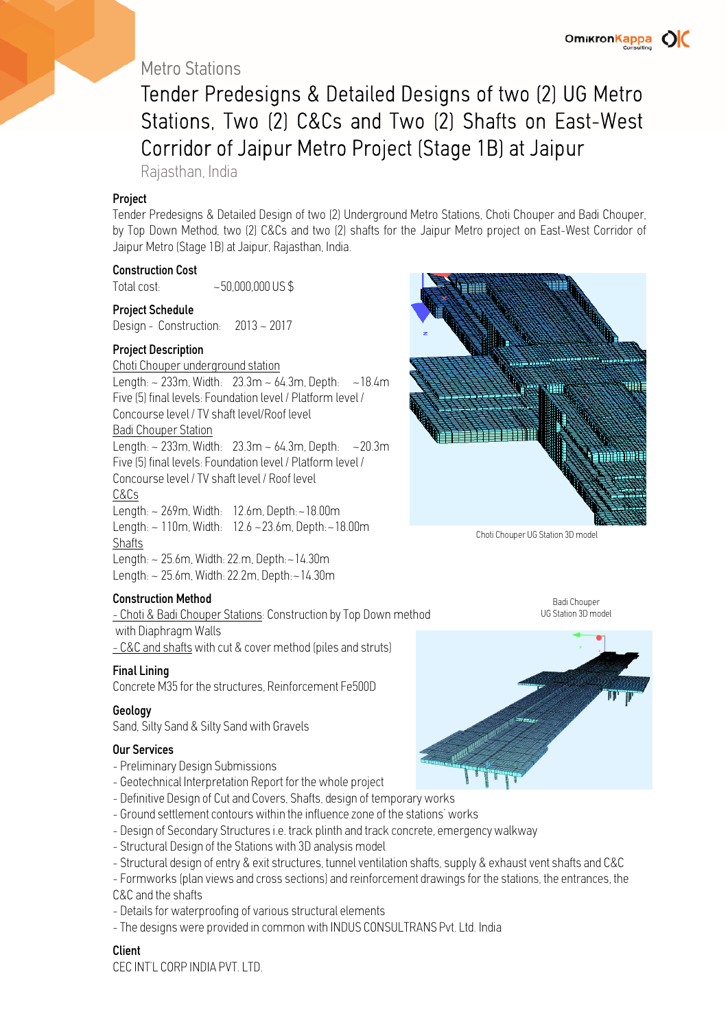Metro Stations

# Tender Predesigns & Detailed Designs of two (2) UG Metro Stations, Two (2) C&Cs and Two (2) Shafts on East-West Corridor of Jaipur Metro Project (Stage 1B) at Jaipur

Rajasthan, India

### Project

Tender Predesigns & Detailed Design of two (2) Underground Metro Stations, Choti Chouper and Badi Chouper, by Top Down Method, two (2) C&Cs and two (2) shafts for the Jaipur Metro project on East-West Corridor of Jaipur Metro (Stage 1B) at Jaipur, Rajasthan, India.

### Construction Cost

Total cost: ~50,000,000 US $

### Project Schedule

Design - Construction: 2013 ~ 2017

### Project Description

Choti Chouper underground station

Length: ~ 233m, Width: 23.3m ~ 64.3m, Depth: ~18.4m

Five (5) final levels: Foundation level / Platform level / Concourse level / TV shaft level/Roof level

Badi Chouper Station

Length: ~ 233m, Width: 23.3m ~ 64.3m, Depth: ~20.3m

Five (5) final levels: Foundation level / Platform level / Concourse level / TV shaft level / Roof level

C&Cs

Length: ~ 269m, Width: 12.6m, Depth:~18.00m

Length: ~ 110m, Width: 12.6 ~23.6m, Depth:~18.00m

Shafts

Length: ~ 25.6m, Width: 22.m, Depth:~14.30m

Length: ~ 25.6m, Width: 22.2m, Depth:~14.30m

Choti Chouper UG Station 3D model

### Construction Method

- Choti & Badi Chouper Stations: Construction by Top Down method with Diaphragm Walls
- C&C and shafts with cut & cover method (piles and struts)

Badi Chouper UG Station 3D model

### Final Lining

Concrete M35 for the structures, Reinforcement Fe500D

### Geology

Sand, Silty Sand & Silty Sand with Gravels

### Our Services

- Preliminary Design Submissions
- Geotechnical Interpretation Report for the whole project
- Definitive Design of Cut and Covers, Shafts, design of temporary works
- Ground settlement contours within the influence zone of the stations' works
- Design of Secondary Structures i.e. track plinth and track concrete, emergency walkway
- Structural Design of the Stations with 3D analysis model
- Structural design of entry & exit structures, tunnel ventilation shafts, supply & exhaust vent shafts and C&C
- Formworks (plan views and cross sections) and reinforcement drawings for the stations, the entrances, the C&C and the shafts
- Details for waterproofing of various structural elements
- The designs were provided in common with INDUS CONSULTRANS Pvt. Ltd. India

### Client

CEC INT'L CORP INDIA PVT. LTD.